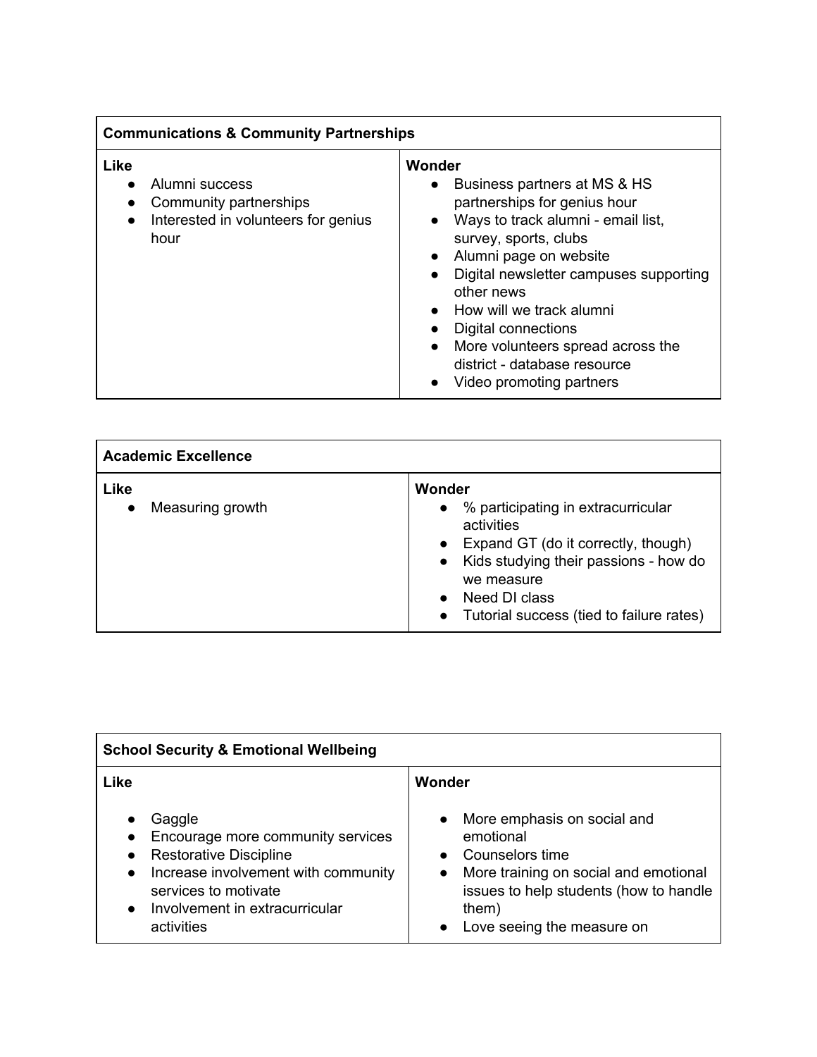| Communications & Community Partnerships | |
|---|---|
| **Like**<br>• Alumni success<br>• Community partnerships<br>• Interested in volunteers for genius hour | **Wonder**<br>• Business partners at MS & HS partnerships for genius hour<br>• Ways to track alumni - email list, survey, sports, clubs<br>• Alumni page on website<br>• Digital newsletter campuses supporting other news<br>• How will we track alumni<br>• Digital connections<br>• More volunteers spread across the district - database resource<br>• Video promoting partners |

| Academic Excellence | |
|---|---|
| **Like**<br>• Measuring growth | **Wonder**<br>• % participating in extracurricular activities<br>• Expand GT (do it correctly, though)<br>• Kids studying their passions - how do we measure<br>• Need DI class<br>• Tutorial success (tied to failure rates) |

| School Security & Emotional Wellbeing | |
|---|---|
| **Like**<br>• Gaggle<br>• Encourage more community services<br>• Restorative Discipline<br>• Increase involvement with community services to motivate<br>• Involvement in extracurricular activities | **Wonder**<br>• More emphasis on social and emotional<br>• Counselors time<br>• More training on social and emotional issues to help students (how to handle them)<br>• Love seeing the measure on |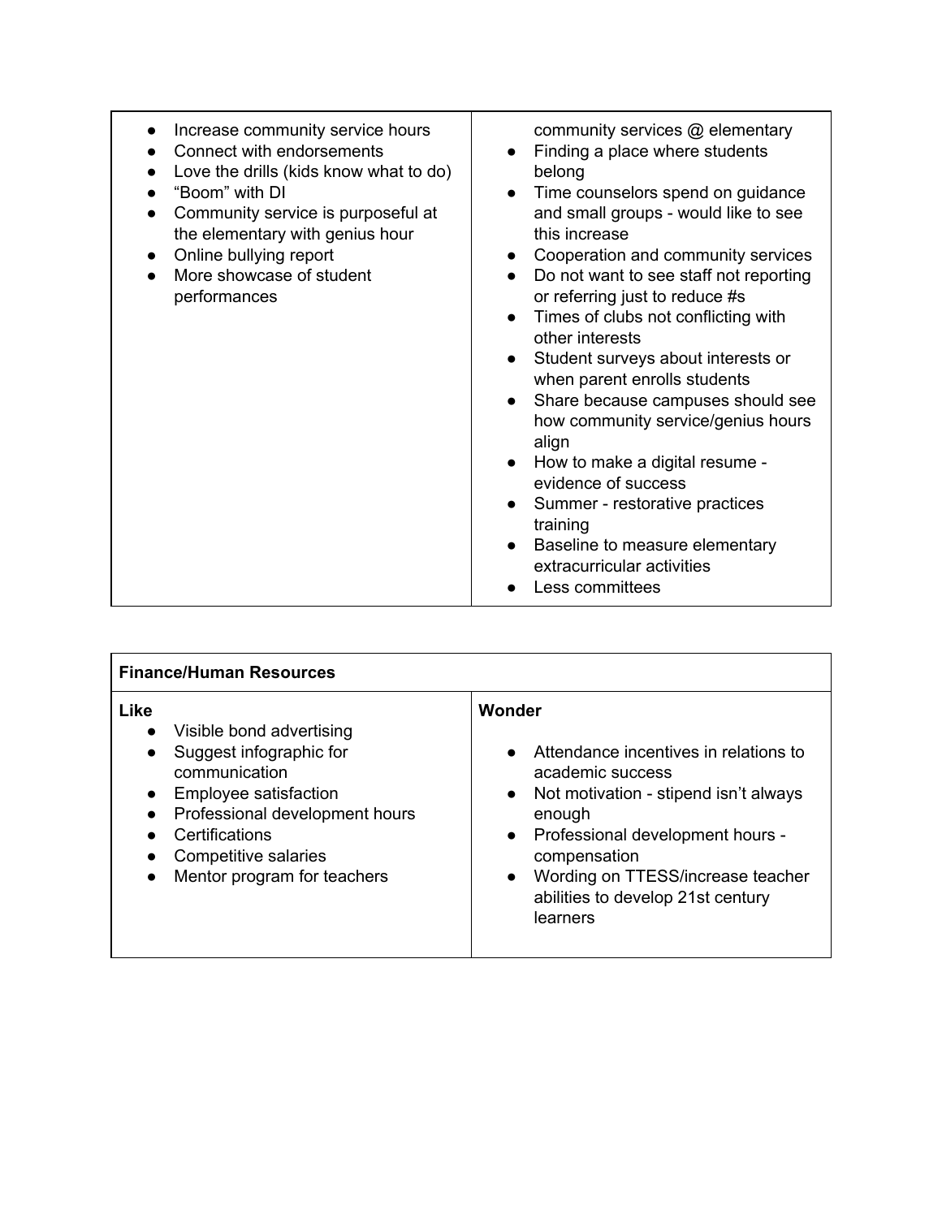| | |
|---|---|
| <ul><li>Increase community service hours</li><li>Connect with endorsements</li><li>Love the drills (kids know what to do)</li><li>“Boom” with DI</li><li>Community service is purposeful at the elementary with genius hour</li><li>Online bullying report</li><li>More showcase of student performances</li></ul> | community services @ elementary<ul><li>Finding a place where students belong</li><li>Time counselors spend on guidance and small groups - would like to see this increase</li><li>Cooperation and community services</li><li>Do not want to see staff not reporting or referring just to reduce #s</li><li>Times of clubs not conflicting with other interests</li><li>Student surveys about interests or when parent enrolls students</li><li>Share because campuses should see how community service/genius hours align</li><li>How to make a digital resume - evidence of success</li><li>Summer - restorative practices training</li><li>Baseline to measure elementary extracurricular activities</li><li>Less committees</li></ul> |

| **Finance/Human Resources** | |
|---|---|
| **Like**<ul><li>Visible bond advertising</li><li>Suggest infographic for communication</li><li>Employee satisfaction</li><li>Professional development hours</li><li>Certifications</li><li>Competitive salaries</li><li>Mentor program for teachers</li></ul> | **Wonder**<ul><li>Attendance incentives in relations to academic success</li><li>Not motivation - stipend isn’t always enough</li><li>Professional development hours - compensation</li><li>Wording on TTESS/increase teacher abilities to develop 21st century learners</li></ul> |